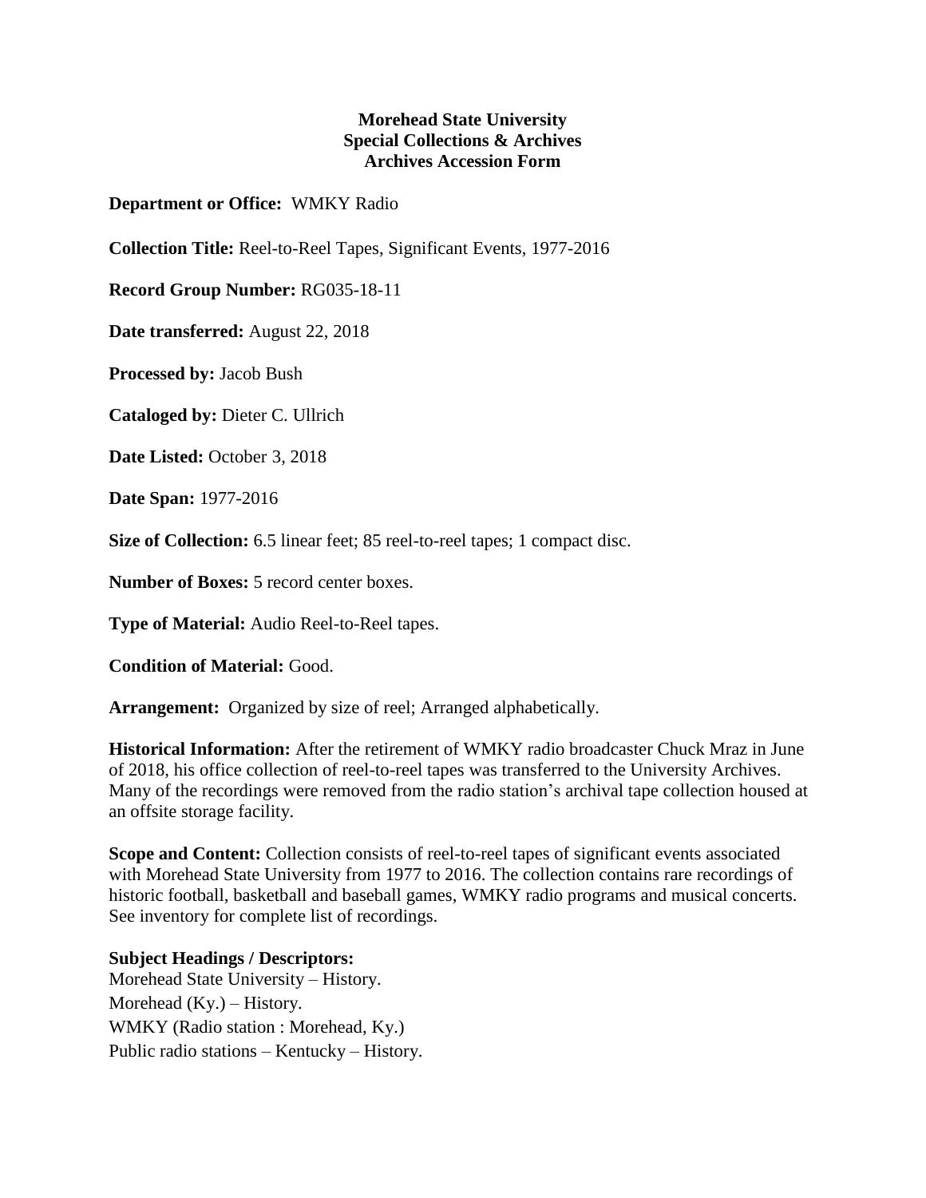**Morehead State University**
**Special Collections & Archives**
**Archives Accession Form**

**Department or Office:** WMKY Radio

**Collection Title:** Reel-to-Reel Tapes, Significant Events, 1977-2016

**Record Group Number:** RG035-18-11

**Date transferred:** August 22, 2018

**Processed by:** Jacob Bush

**Cataloged by:** Dieter C. Ullrich

**Date Listed:** October 3, 2018

**Date Span:** 1977-2016

**Size of Collection:** 6.5 linear feet; 85 reel-to-reel tapes; 1 compact disc.

**Number of Boxes:** 5 record center boxes.

**Type of Material:** Audio Reel-to-Reel tapes.

**Condition of Material:** Good.

**Arrangement:** Organized by size of reel; Arranged alphabetically.

**Historical Information:** After the retirement of WMKY radio broadcaster Chuck Mraz in June of 2018, his office collection of reel-to-reel tapes was transferred to the University Archives. Many of the recordings were removed from the radio station's archival tape collection housed at an offsite storage facility.

**Scope and Content:** Collection consists of reel-to-reel tapes of significant events associated with Morehead State University from 1977 to 2016. The collection contains rare recordings of historic football, basketball and baseball games, WMKY radio programs and musical concerts. See inventory for complete list of recordings.

**Subject Headings / Descriptors:**
Morehead State University – History.
Morehead (Ky.) – History.
WMKY (Radio station : Morehead, Ky.)
Public radio stations – Kentucky – History.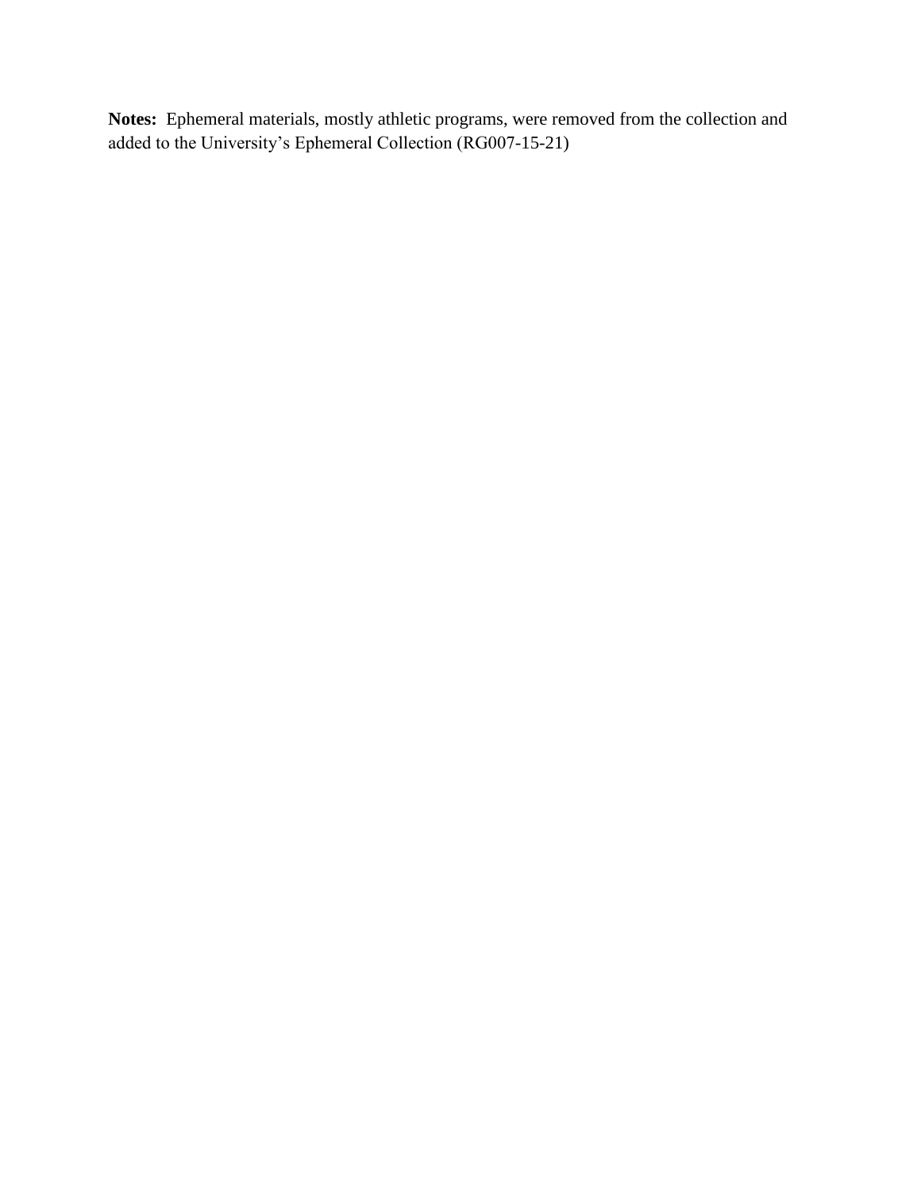**Notes:** Ephemeral materials, mostly athletic programs, were removed from the collection and added to the University's Ephemeral Collection (RG007-15-21)